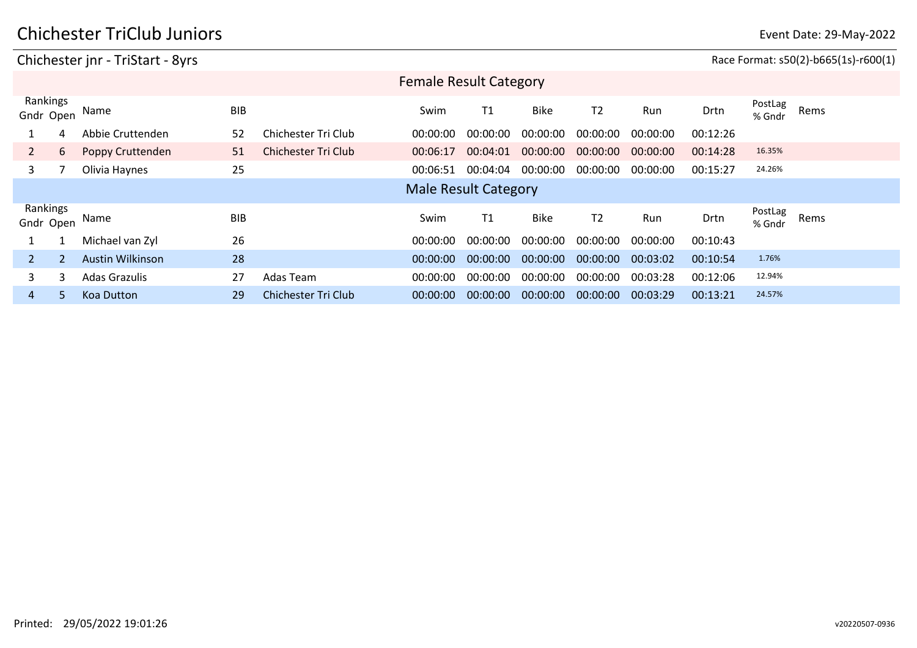# Chichester TriClub Juniors

Event Date: 29-May-2022

## Chichester jnr - TriStart - 8yrs

Race Format: s50(2)-b665(1s)-r600(1)

### Female Result Category

| Rankings Gndr | Rankings Open | Name | BIB | | Swim | T1 | Bike | T2 | Run | Drtn | PostLag % Gndr | Rems |
|---|---|---|---|---|---|---|---|---|---|---|---|---|
| 1 | 4 | Abbie Cruttenden | 52 | Chichester Tri Club | 00:00:00 | 00:00:00 | 00:00:00 | 00:00:00 | 00:00:00 | 00:12:26 | | |
| 2 | 6 | Poppy Cruttenden | 51 | Chichester Tri Club | 00:06:17 | 00:04:01 | 00:00:00 | 00:00:00 | 00:00:00 | 00:14:28 | 16.35% | |
| 3 | 7 | Olivia Haynes | 25 | | 00:06:51 | 00:04:04 | 00:00:00 | 00:00:00 | 00:00:00 | 00:15:27 | 24.26% | |

### Male Result Category

| Rankings Gndr | Rankings Open | Name | BIB | | Swim | T1 | Bike | T2 | Run | Drtn | PostLag % Gndr | Rems |
|---|---|---|---|---|---|---|---|---|---|---|---|---|
| 1 | 1 | Michael van Zyl | 26 | | 00:00:00 | 00:00:00 | 00:00:00 | 00:00:00 | 00:00:00 | 00:10:43 | | |
| 2 | 2 | Austin Wilkinson | 28 | | 00:00:00 | 00:00:00 | 00:00:00 | 00:00:00 | 00:03:02 | 00:10:54 | 1.76% | |
| 3 | 3 | Adas Grazulis | 27 | Adas Team | 00:00:00 | 00:00:00 | 00:00:00 | 00:00:00 | 00:03:28 | 00:12:06 | 12.94% | |
| 4 | 5 | Koa Dutton | 29 | Chichester Tri Club | 00:00:00 | 00:00:00 | 00:00:00 | 00:00:00 | 00:03:29 | 00:13:21 | 24.57% | |

Printed: 29/05/2022 19:01:26

v20220507-0936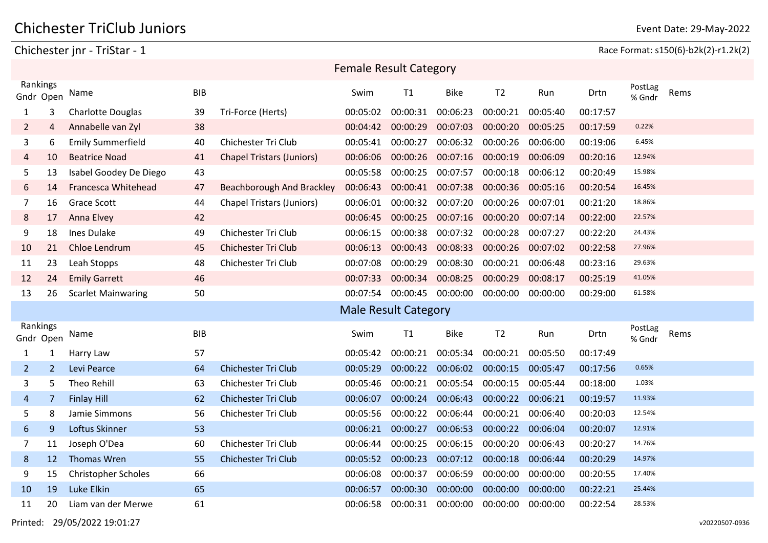# Chichester TriClub Juniors

Event Date: 29-May-2022

## Chichester jnr - TriStar - 1

Race Format: s150(6)-b2k(2)-r1.2k(2)

### Female Result Category

| Rankings Gndr | Rankings Open | Name | BIB | | Swim | T1 | Bike | T2 | Run | Drtn | PostLag % Gndr | Rems |
|---|---|---|---|---|---|---|---|---|---|---|---|---|
| 1 | 3 | Charlotte Douglas | 39 | Tri-Force (Herts) | 00:05:02 | 00:00:31 | 00:06:23 | 00:00:21 | 00:05:40 | 00:17:57 | | |
| 2 | 4 | Annabelle van Zyl | 38 | | 00:04:42 | 00:00:29 | 00:07:03 | 00:00:20 | 00:05:25 | 00:17:59 | 0.22% | |
| 3 | 6 | Emily Summerfield | 40 | Chichester Tri Club | 00:05:41 | 00:00:27 | 00:06:32 | 00:00:26 | 00:06:00 | 00:19:06 | 6.45% | |
| 4 | 10 | Beatrice Noad | 41 | Chapel Tristars (Juniors) | 00:06:06 | 00:00:26 | 00:07:16 | 00:00:19 | 00:06:09 | 00:20:16 | 12.94% | |
| 5 | 13 | Isabel Goodey De Diego | 43 | | 00:05:58 | 00:00:25 | 00:07:57 | 00:00:18 | 00:06:12 | 00:20:49 | 15.98% | |
| 6 | 14 | Francesca Whitehead | 47 | Beachborough And Brackley | 00:06:43 | 00:00:41 | 00:07:38 | 00:00:36 | 00:05:16 | 00:20:54 | 16.45% | |
| 7 | 16 | Grace Scott | 44 | Chapel Tristars (Juniors) | 00:06:01 | 00:00:32 | 00:07:20 | 00:00:26 | 00:07:01 | 00:21:20 | 18.86% | |
| 8 | 17 | Anna Elvey | 42 | | 00:06:45 | 00:00:25 | 00:07:16 | 00:00:20 | 00:07:14 | 00:22:00 | 22.57% | |
| 9 | 18 | Ines Dulake | 49 | Chichester Tri Club | 00:06:15 | 00:00:38 | 00:07:32 | 00:00:28 | 00:07:27 | 00:22:20 | 24.43% | |
| 10 | 21 | Chloe Lendrum | 45 | Chichester Tri Club | 00:06:13 | 00:00:43 | 00:08:33 | 00:00:26 | 00:07:02 | 00:22:58 | 27.96% | |
| 11 | 23 | Leah Stopps | 48 | Chichester Tri Club | 00:07:08 | 00:00:29 | 00:08:30 | 00:00:21 | 00:06:48 | 00:23:16 | 29.63% | |
| 12 | 24 | Emily Garrett | 46 | | 00:07:33 | 00:00:34 | 00:08:25 | 00:00:29 | 00:08:17 | 00:25:19 | 41.05% | |
| 13 | 26 | Scarlet Mainwaring | 50 | | 00:07:54 | 00:00:45 | 00:00:00 | 00:00:00 | 00:00:00 | 00:29:00 | 61.58% | |

### Male Result Category

| Rankings Gndr | Rankings Open | Name | BIB | | Swim | T1 | Bike | T2 | Run | Drtn | PostLag % Gndr | Rems |
|---|---|---|---|---|---|---|---|---|---|---|---|---|
| 1 | 1 | Harry Law | 57 | | 00:05:42 | 00:00:21 | 00:05:34 | 00:00:21 | 00:05:50 | 00:17:49 | | |
| 2 | 2 | Levi Pearce | 64 | Chichester Tri Club | 00:05:29 | 00:00:22 | 00:06:02 | 00:00:15 | 00:05:47 | 00:17:56 | 0.65% | |
| 3 | 5 | Theo Rehill | 63 | Chichester Tri Club | 00:05:46 | 00:00:21 | 00:05:54 | 00:00:15 | 00:05:44 | 00:18:00 | 1.03% | |
| 4 | 7 | Finlay Hill | 62 | Chichester Tri Club | 00:06:07 | 00:00:24 | 00:06:43 | 00:00:22 | 00:06:21 | 00:19:57 | 11.93% | |
| 5 | 8 | Jamie Simmons | 56 | Chichester Tri Club | 00:05:56 | 00:00:22 | 00:06:44 | 00:00:21 | 00:06:40 | 00:20:03 | 12.54% | |
| 6 | 9 | Loftus Skinner | 53 | | 00:06:21 | 00:00:27 | 00:06:53 | 00:00:22 | 00:06:04 | 00:20:07 | 12.91% | |
| 7 | 11 | Joseph O'Dea | 60 | Chichester Tri Club | 00:06:44 | 00:00:25 | 00:06:15 | 00:00:20 | 00:06:43 | 00:20:27 | 14.76% | |
| 8 | 12 | Thomas Wren | 55 | Chichester Tri Club | 00:05:52 | 00:00:23 | 00:07:12 | 00:00:18 | 00:06:44 | 00:20:29 | 14.97% | |
| 9 | 15 | Christopher Scholes | 66 | | 00:06:08 | 00:00:37 | 00:06:59 | 00:00:00 | 00:00:00 | 00:20:55 | 17.40% | |
| 10 | 19 | Luke Elkin | 65 | | 00:06:57 | 00:00:30 | 00:00:00 | 00:00:00 | 00:00:00 | 00:22:21 | 25.44% | |
| 11 | 20 | Liam van der Merwe | 61 | | 00:06:58 | 00:00:31 | 00:00:00 | 00:00:00 | 00:00:00 | 00:22:54 | 28.53% | |

Printed: 29/05/2022 19:01:27

v20220507-0936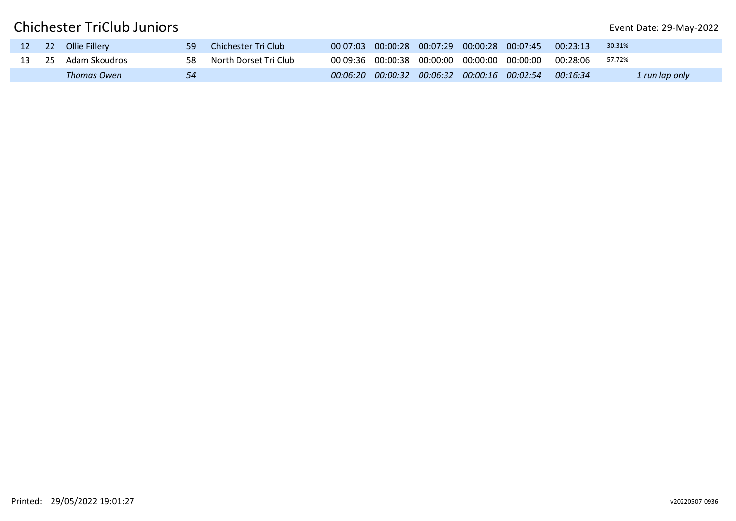# Chichester TriClub Juniors

Event Date: 29-May-2022

| | | | | | | | | | | | | |
|---|---|---|---|---|---|---|---|---|---|---|---|---|
| 12 | 22 | Ollie Fillery | 59 | Chichester Tri Club | 00:07:03 | 00:00:28 | 00:07:29 | 00:00:28 | 00:07:45 | 00:23:13 | 30.31% | |
| 13 | 25 | Adam Skoudros | 58 | North Dorset Tri Club | 00:09:36 | 00:00:38 | 00:00:00 | 00:00:00 | 00:00:00 | 00:28:06 | 57.72% | |
| | | *Thomas Owen* | *54* | | *00:06:20* | *00:00:32* | *00:06:32* | *00:00:16* | *00:02:54* | *00:16:34* | | *1 run lap only* |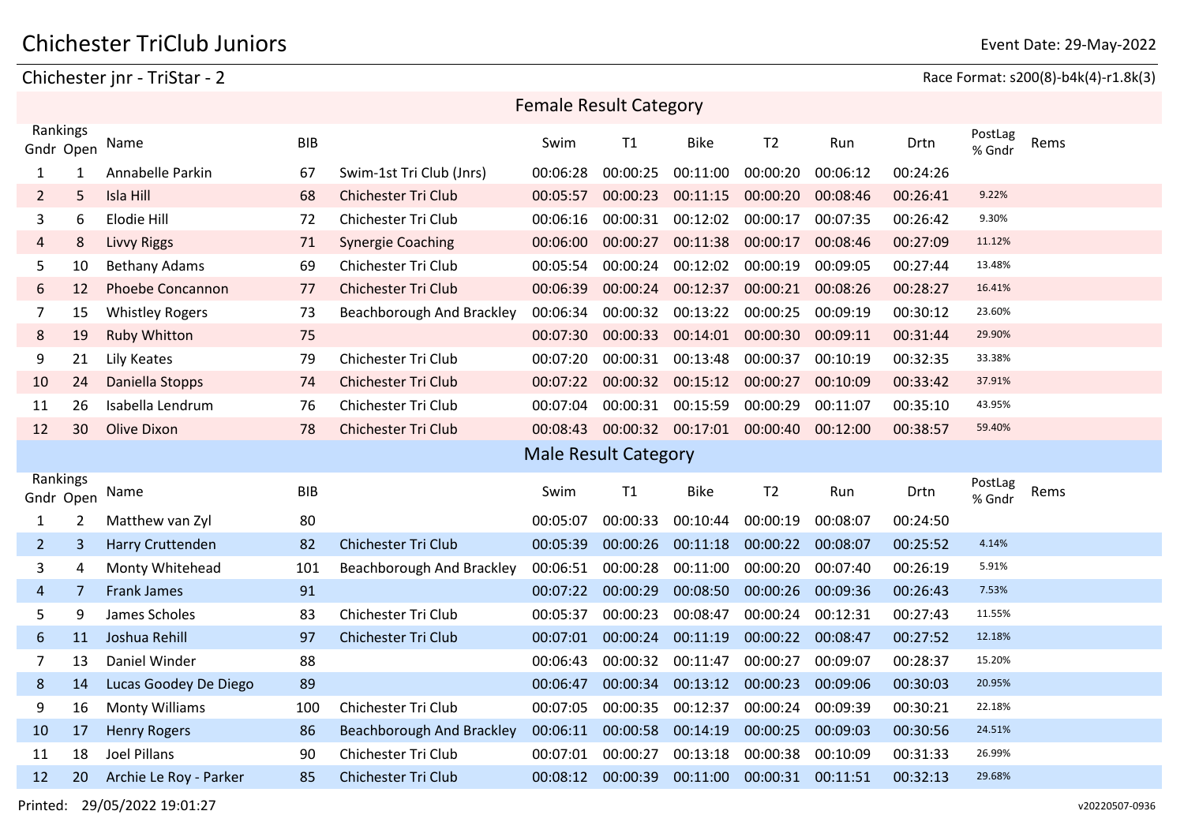# Chichester TriClub Juniors

Event Date: 29-May-2022

## Chichester jnr - TriStar - 2

Race Format: s200(8)-b4k(4)-r1.8k(3)

### Female Result Category

| Rankings Gndr | Rankings Open | Name | BIB | | Swim | T1 | Bike | T2 | Run | Drtn | PostLag % Gndr | Rems |
|---|---|---|---|---|---|---|---|---|---|---|---|---|
| 1 | 1 | Annabelle Parkin | 67 | Swim-1st Tri Club (Jnrs) | 00:06:28 | 00:00:25 | 00:11:00 | 00:00:20 | 00:06:12 | 00:24:26 | | |
| 2 | 5 | Isla Hill | 68 | Chichester Tri Club | 00:05:57 | 00:00:23 | 00:11:15 | 00:00:20 | 00:08:46 | 00:26:41 | 9.22% | |
| 3 | 6 | Elodie Hill | 72 | Chichester Tri Club | 00:06:16 | 00:00:31 | 00:12:02 | 00:00:17 | 00:07:35 | 00:26:42 | 9.30% | |
| 4 | 8 | Livvy Riggs | 71 | Synergie Coaching | 00:06:00 | 00:00:27 | 00:11:38 | 00:00:17 | 00:08:46 | 00:27:09 | 11.12% | |
| 5 | 10 | Bethany Adams | 69 | Chichester Tri Club | 00:05:54 | 00:00:24 | 00:12:02 | 00:00:19 | 00:09:05 | 00:27:44 | 13.48% | |
| 6 | 12 | Phoebe Concannon | 77 | Chichester Tri Club | 00:06:39 | 00:00:24 | 00:12:37 | 00:00:21 | 00:08:26 | 00:28:27 | 16.41% | |
| 7 | 15 | Whistley Rogers | 73 | Beachborough And Brackley | 00:06:34 | 00:00:32 | 00:13:22 | 00:00:25 | 00:09:19 | 00:30:12 | 23.60% | |
| 8 | 19 | Ruby Whitton | 75 | | 00:07:30 | 00:00:33 | 00:14:01 | 00:00:30 | 00:09:11 | 00:31:44 | 29.90% | |
| 9 | 21 | Lily Keates | 79 | Chichester Tri Club | 00:07:20 | 00:00:31 | 00:13:48 | 00:00:37 | 00:10:19 | 00:32:35 | 33.38% | |
| 10 | 24 | Daniella Stopps | 74 | Chichester Tri Club | 00:07:22 | 00:00:32 | 00:15:12 | 00:00:27 | 00:10:09 | 00:33:42 | 37.91% | |
| 11 | 26 | Isabella Lendrum | 76 | Chichester Tri Club | 00:07:04 | 00:00:31 | 00:15:59 | 00:00:29 | 00:11:07 | 00:35:10 | 43.95% | |
| 12 | 30 | Olive Dixon | 78 | Chichester Tri Club | 00:08:43 | 00:00:32 | 00:17:01 | 00:00:40 | 00:12:00 | 00:38:57 | 59.40% | |

### Male Result Category

| Rankings Gndr | Rankings Open | Name | BIB | | Swim | T1 | Bike | T2 | Run | Drtn | PostLag % Gndr | Rems |
|---|---|---|---|---|---|---|---|---|---|---|---|---|
| 1 | 2 | Matthew van Zyl | 80 | | 00:05:07 | 00:00:33 | 00:10:44 | 00:00:19 | 00:08:07 | 00:24:50 | | |
| 2 | 3 | Harry Cruttenden | 82 | Chichester Tri Club | 00:05:39 | 00:00:26 | 00:11:18 | 00:00:22 | 00:08:07 | 00:25:52 | 4.14% | |
| 3 | 4 | Monty Whitehead | 101 | Beachborough And Brackley | 00:06:51 | 00:00:28 | 00:11:00 | 00:00:20 | 00:07:40 | 00:26:19 | 5.91% | |
| 4 | 7 | Frank James | 91 | | 00:07:22 | 00:00:29 | 00:08:50 | 00:00:26 | 00:09:36 | 00:26:43 | 7.53% | |
| 5 | 9 | James Scholes | 83 | Chichester Tri Club | 00:05:37 | 00:00:23 | 00:08:47 | 00:00:24 | 00:12:31 | 00:27:43 | 11.55% | |
| 6 | 11 | Joshua Rehill | 97 | Chichester Tri Club | 00:07:01 | 00:00:24 | 00:11:19 | 00:00:22 | 00:08:47 | 00:27:52 | 12.18% | |
| 7 | 13 | Daniel Winder | 88 | | 00:06:43 | 00:00:32 | 00:11:47 | 00:00:27 | 00:09:07 | 00:28:37 | 15.20% | |
| 8 | 14 | Lucas Goodey De Diego | 89 | | 00:06:47 | 00:00:34 | 00:13:12 | 00:00:23 | 00:09:06 | 00:30:03 | 20.95% | |
| 9 | 16 | Monty Williams | 100 | Chichester Tri Club | 00:07:05 | 00:00:35 | 00:12:37 | 00:00:24 | 00:09:39 | 00:30:21 | 22.18% | |
| 10 | 17 | Henry Rogers | 86 | Beachborough And Brackley | 00:06:11 | 00:00:58 | 00:14:19 | 00:00:25 | 00:09:03 | 00:30:56 | 24.51% | |
| 11 | 18 | Joel Pillans | 90 | Chichester Tri Club | 00:07:01 | 00:00:27 | 00:13:18 | 00:00:38 | 00:10:09 | 00:31:33 | 26.99% | |
| 12 | 20 | Archie Le Roy - Parker | 85 | Chichester Tri Club | 00:08:12 | 00:00:39 | 00:11:00 | 00:00:31 | 00:11:51 | 00:32:13 | 29.68% | |

Printed: 29/05/2022 19:01:27

v20220507-0936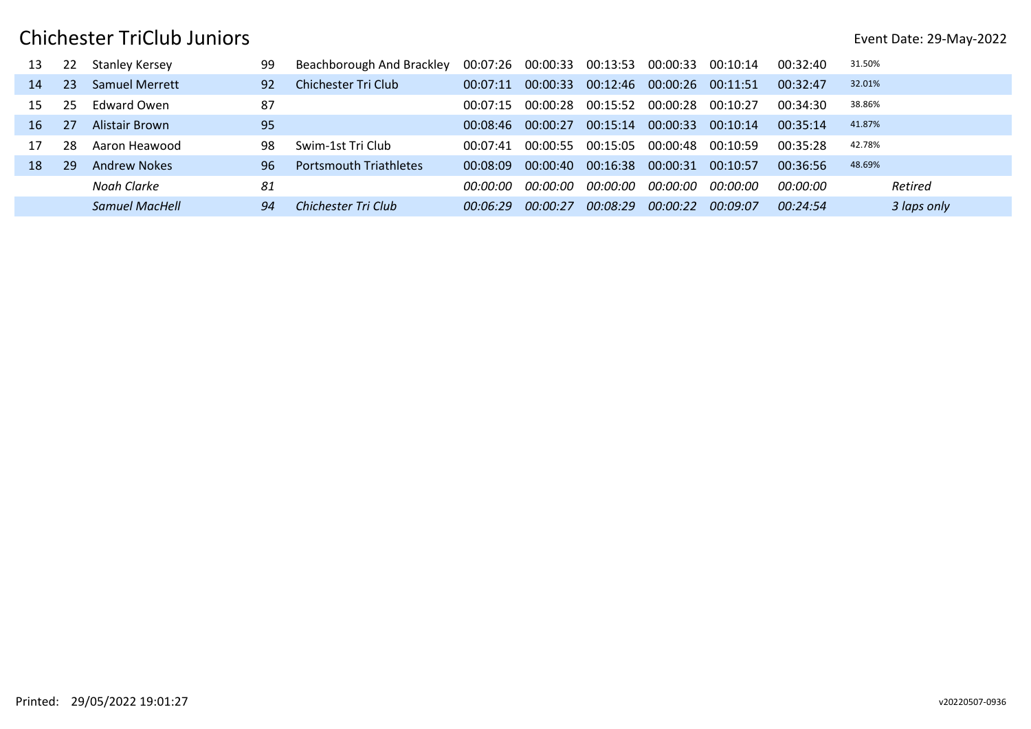# Chichester TriClub Juniors

Event Date: 29-May-2022

| | | | | | | | | | | | | |
|---|---|---|---|---|---|---|---|---|---|---|---|---|
| 13 | 22 | Stanley Kersey | 99 | Beachborough And Brackley | 00:07:26 | 00:00:33 | 00:13:53 | 00:00:33 | 00:10:14 | 00:32:40 | 31.50% | |
| 14 | 23 | Samuel Merrett | 92 | Chichester Tri Club | 00:07:11 | 00:00:33 | 00:12:46 | 00:00:26 | 00:11:51 | 00:32:47 | 32.01% | |
| 15 | 25 | Edward Owen | 87 | | 00:07:15 | 00:00:28 | 00:15:52 | 00:00:28 | 00:10:27 | 00:34:30 | 38.86% | |
| 16 | 27 | Alistair Brown | 95 | | 00:08:46 | 00:00:27 | 00:15:14 | 00:00:33 | 00:10:14 | 00:35:14 | 41.87% | |
| 17 | 28 | Aaron Heawood | 98 | Swim-1st Tri Club | 00:07:41 | 00:00:55 | 00:15:05 | 00:00:48 | 00:10:59 | 00:35:28 | 42.78% | |
| 18 | 29 | Andrew Nokes | 96 | Portsmouth Triathletes | 00:08:09 | 00:00:40 | 00:16:38 | 00:00:31 | 00:10:57 | 00:36:56 | 48.69% | |
| | | *Noah Clarke* | *81* | | *00:00:00* | *00:00:00* | *00:00:00* | *00:00:00* | *00:00:00* | *00:00:00* | | *Retired* |
| | | *Samuel MacHell* | *94* | *Chichester Tri Club* | *00:06:29* | *00:00:27* | *00:08:29* | *00:00:22* | *00:09:07* | *00:24:54* | | *3 laps only* |

Printed: 29/05/2022 19:01:27

v20220507-0936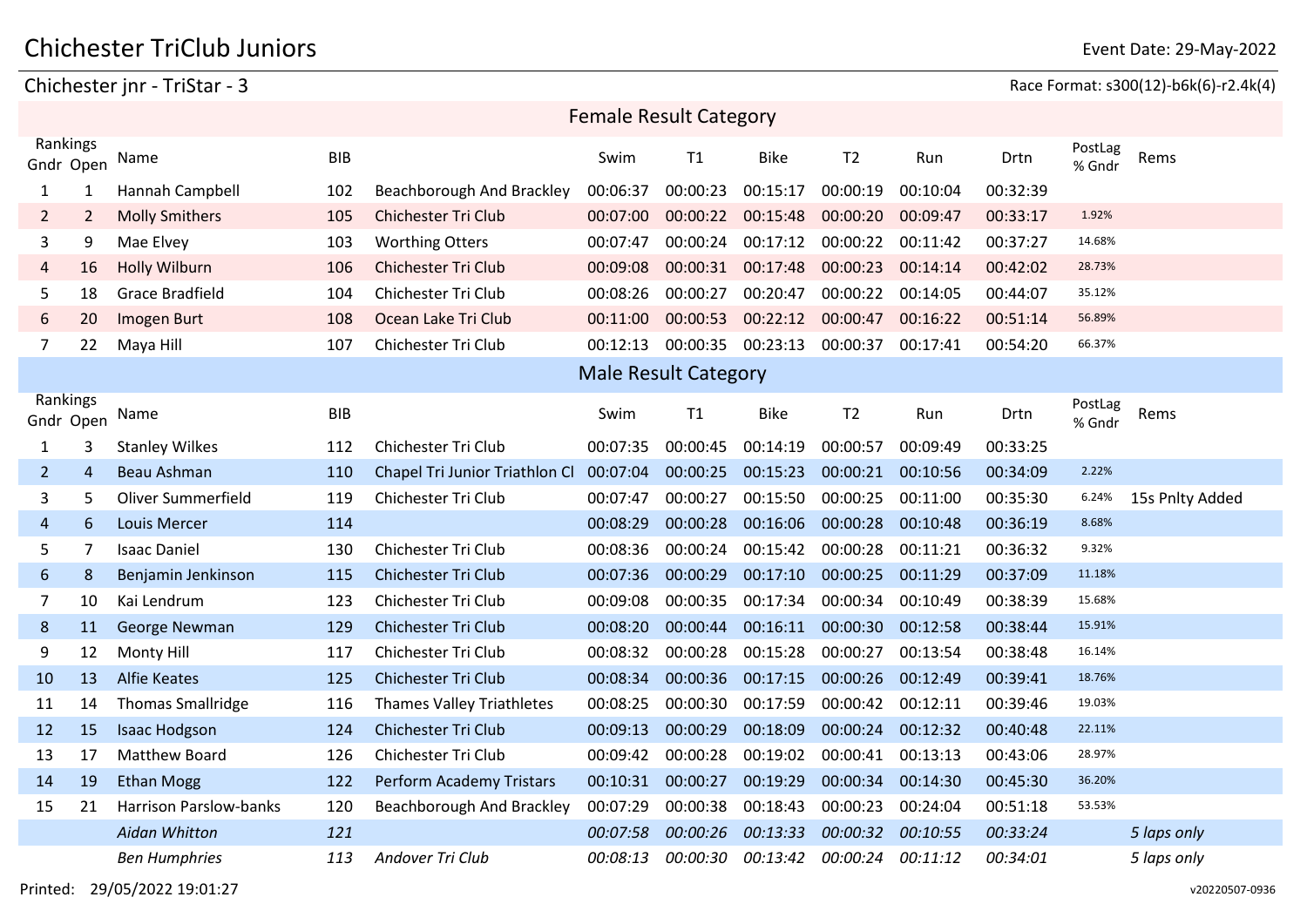# Chichester TriClub Juniors

Event Date: 29-May-2022

## Chichester jnr - TriStar - 3

Race Format: s300(12)-b6k(6)-r2.4k(4)

### Female Result Category

| Rankings Gndr | Rankings Open | Name | BIB | | Swim | T1 | Bike | T2 | Run | Drtn | PostLag % Gndr | Rems |
|---|---|---|---|---|---|---|---|---|---|---|---|---|
| 1 | 1 | Hannah Campbell | 102 | Beachborough And Brackley | 00:06:37 | 00:00:23 | 00:15:17 | 00:00:19 | 00:10:04 | 00:32:39 | | |
| 2 | 2 | Molly Smithers | 105 | Chichester Tri Club | 00:07:00 | 00:00:22 | 00:15:48 | 00:00:20 | 00:09:47 | 00:33:17 | 1.92% | |
| 3 | 9 | Mae Elvey | 103 | Worthing Otters | 00:07:47 | 00:00:24 | 00:17:12 | 00:00:22 | 00:11:42 | 00:37:27 | 14.68% | |
| 4 | 16 | Holly Wilburn | 106 | Chichester Tri Club | 00:09:08 | 00:00:31 | 00:17:48 | 00:00:23 | 00:14:14 | 00:42:02 | 28.73% | |
| 5 | 18 | Grace Bradfield | 104 | Chichester Tri Club | 00:08:26 | 00:00:27 | 00:20:47 | 00:00:22 | 00:14:05 | 00:44:07 | 35.12% | |
| 6 | 20 | Imogen Burt | 108 | Ocean Lake Tri Club | 00:11:00 | 00:00:53 | 00:22:12 | 00:00:47 | 00:16:22 | 00:51:14 | 56.89% | |
| 7 | 22 | Maya Hill | 107 | Chichester Tri Club | 00:12:13 | 00:00:35 | 00:23:13 | 00:00:37 | 00:17:41 | 00:54:20 | 66.37% | |

### Male Result Category

| Rankings Gndr | Rankings Open | Name | BIB | | Swim | T1 | Bike | T2 | Run | Drtn | PostLag % Gndr | Rems |
|---|---|---|---|---|---|---|---|---|---|---|---|---|
| 1 | 3 | Stanley Wilkes | 112 | Chichester Tri Club | 00:07:35 | 00:00:45 | 00:14:19 | 00:00:57 | 00:09:49 | 00:33:25 | | |
| 2 | 4 | Beau Ashman | 110 | Chapel Tri Junior Triathlon Cl | 00:07:04 | 00:00:25 | 00:15:23 | 00:00:21 | 00:10:56 | 00:34:09 | 2.22% | |
| 3 | 5 | Oliver Summerfield | 119 | Chichester Tri Club | 00:07:47 | 00:00:27 | 00:15:50 | 00:00:25 | 00:11:00 | 00:35:30 | 6.24% | 15s Pnlty Added |
| 4 | 6 | Louis Mercer | 114 | | 00:08:29 | 00:00:28 | 00:16:06 | 00:00:28 | 00:10:48 | 00:36:19 | 8.68% | |
| 5 | 7 | Isaac Daniel | 130 | Chichester Tri Club | 00:08:36 | 00:00:24 | 00:15:42 | 00:00:28 | 00:11:21 | 00:36:32 | 9.32% | |
| 6 | 8 | Benjamin Jenkinson | 115 | Chichester Tri Club | 00:07:36 | 00:00:29 | 00:17:10 | 00:00:25 | 00:11:29 | 00:37:09 | 11.18% | |
| 7 | 10 | Kai Lendrum | 123 | Chichester Tri Club | 00:09:08 | 00:00:35 | 00:17:34 | 00:00:34 | 00:10:49 | 00:38:39 | 15.68% | |
| 8 | 11 | George Newman | 129 | Chichester Tri Club | 00:08:20 | 00:00:44 | 00:16:11 | 00:00:30 | 00:12:58 | 00:38:44 | 15.91% | |
| 9 | 12 | Monty Hill | 117 | Chichester Tri Club | 00:08:32 | 00:00:28 | 00:15:28 | 00:00:27 | 00:13:54 | 00:38:48 | 16.14% | |
| 10 | 13 | Alfie Keates | 125 | Chichester Tri Club | 00:08:34 | 00:00:36 | 00:17:15 | 00:00:26 | 00:12:49 | 00:39:41 | 18.76% | |
| 11 | 14 | Thomas Smallridge | 116 | Thames Valley Triathletes | 00:08:25 | 00:00:30 | 00:17:59 | 00:00:42 | 00:12:11 | 00:39:46 | 19.03% | |
| 12 | 15 | Isaac Hodgson | 124 | Chichester Tri Club | 00:09:13 | 00:00:29 | 00:18:09 | 00:00:24 | 00:12:32 | 00:40:48 | 22.11% | |
| 13 | 17 | Matthew Board | 126 | Chichester Tri Club | 00:09:42 | 00:00:28 | 00:19:02 | 00:00:41 | 00:13:13 | 00:43:06 | 28.97% | |
| 14 | 19 | Ethan Mogg | 122 | Perform Academy Tristars | 00:10:31 | 00:00:27 | 00:19:29 | 00:00:34 | 00:14:30 | 00:45:30 | 36.20% | |
| 15 | 21 | Harrison Parslow-banks | 120 | Beachborough And Brackley | 00:07:29 | 00:00:38 | 00:18:43 | 00:00:23 | 00:24:04 | 00:51:18 | 53.53% | |
| | | *Aidan Whitton* | *121* | | *00:07:58* | *00:00:26* | *00:13:33* | *00:00:32* | *00:10:55* | *00:33:24* | | *5 laps only* |
| | | *Ben Humphries* | *113* | *Andover Tri Club* | *00:08:13* | *00:00:30* | *00:13:42* | *00:00:24* | *00:11:12* | *00:34:01* | | *5 laps only* |

Printed: 29/05/2022 19:01:27

v20220507-0936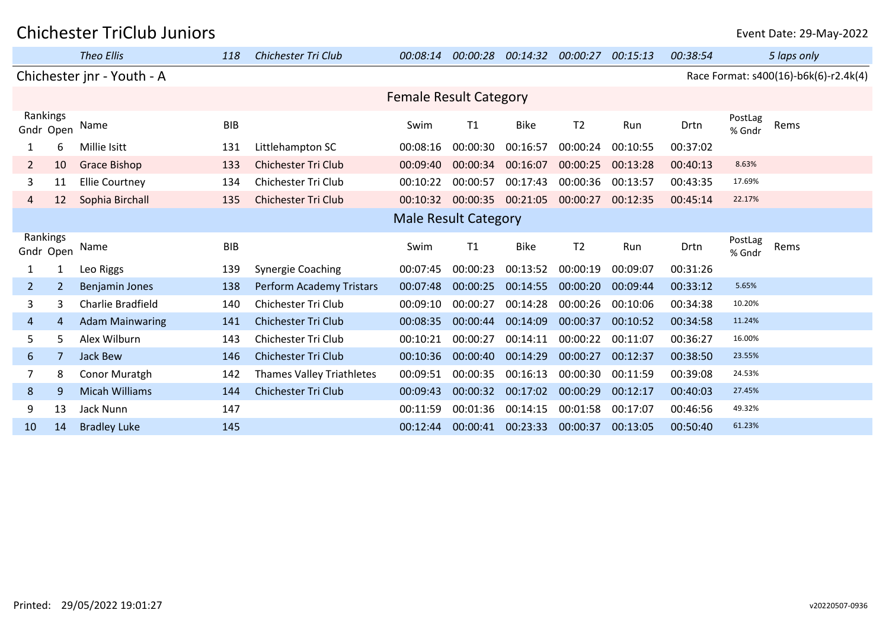# Chichester TriClub Juniors

Event Date: 29-May-2022

| | | | | | | | | | | | |
|---|---|---|---|---|---|---|---|---|---|---|---|
| | *Theo Ellis* | *118* | *Chichester Tri Club* | *00:08:14* | *00:00:28* | *00:14:32* | *00:00:27* | *00:15:13* | *00:38:54* | | *5 laps only* |

## Chichester jnr - Youth - A

Race Format: s400(16)-b6k(6)-r2.4k(4)

### Female Result Category

| Rankings Gndr | Open | Name | BIB | | Swim | T1 | Bike | T2 | Run | Drtn | PostLag % Gndr | Rems |
|---|---|---|---|---|---|---|---|---|---|---|---|---|
| 1 | 6 | Millie Isitt | 131 | Littlehampton SC | 00:08:16 | 00:00:30 | 00:16:57 | 00:00:24 | 00:10:55 | 00:37:02 | | |
| 2 | 10 | Grace Bishop | 133 | Chichester Tri Club | 00:09:40 | 00:00:34 | 00:16:07 | 00:00:25 | 00:13:28 | 00:40:13 | 8.63% | |
| 3 | 11 | Ellie Courtney | 134 | Chichester Tri Club | 00:10:22 | 00:00:57 | 00:17:43 | 00:00:36 | 00:13:57 | 00:43:35 | 17.69% | |
| 4 | 12 | Sophia Birchall | 135 | Chichester Tri Club | 00:10:32 | 00:00:35 | 00:21:05 | 00:00:27 | 00:12:35 | 00:45:14 | 22.17% | |

### Male Result Category

| Rankings Gndr | Open | Name | BIB | | Swim | T1 | Bike | T2 | Run | Drtn | PostLag % Gndr | Rems |
|---|---|---|---|---|---|---|---|---|---|---|---|---|
| 1 | 1 | Leo Riggs | 139 | Synergie Coaching | 00:07:45 | 00:00:23 | 00:13:52 | 00:00:19 | 00:09:07 | 00:31:26 | | |
| 2 | 2 | Benjamin Jones | 138 | Perform Academy Tristars | 00:07:48 | 00:00:25 | 00:14:55 | 00:00:20 | 00:09:44 | 00:33:12 | 5.65% | |
| 3 | 3 | Charlie Bradfield | 140 | Chichester Tri Club | 00:09:10 | 00:00:27 | 00:14:28 | 00:00:26 | 00:10:06 | 00:34:38 | 10.20% | |
| 4 | 4 | Adam Mainwaring | 141 | Chichester Tri Club | 00:08:35 | 00:00:44 | 00:14:09 | 00:00:37 | 00:10:52 | 00:34:58 | 11.24% | |
| 5 | 5 | Alex Wilburn | 143 | Chichester Tri Club | 00:10:21 | 00:00:27 | 00:14:11 | 00:00:22 | 00:11:07 | 00:36:27 | 16.00% | |
| 6 | 7 | Jack Bew | 146 | Chichester Tri Club | 00:10:36 | 00:00:40 | 00:14:29 | 00:00:27 | 00:12:37 | 00:38:50 | 23.55% | |
| 7 | 8 | Conor Muratgh | 142 | Thames Valley Triathletes | 00:09:51 | 00:00:35 | 00:16:13 | 00:00:30 | 00:11:59 | 00:39:08 | 24.53% | |
| 8 | 9 | Micah Williams | 144 | Chichester Tri Club | 00:09:43 | 00:00:32 | 00:17:02 | 00:00:29 | 00:12:17 | 00:40:03 | 27.45% | |
| 9 | 13 | Jack Nunn | 147 | | 00:11:59 | 00:01:36 | 00:14:15 | 00:01:58 | 00:17:07 | 00:46:56 | 49.32% | |
| 10 | 14 | Bradley Luke | 145 | | 00:12:44 | 00:00:41 | 00:23:33 | 00:00:37 | 00:13:05 | 00:50:40 | 61.23% | |

Printed: 29/05/2022 19:01:27

v20220507-0936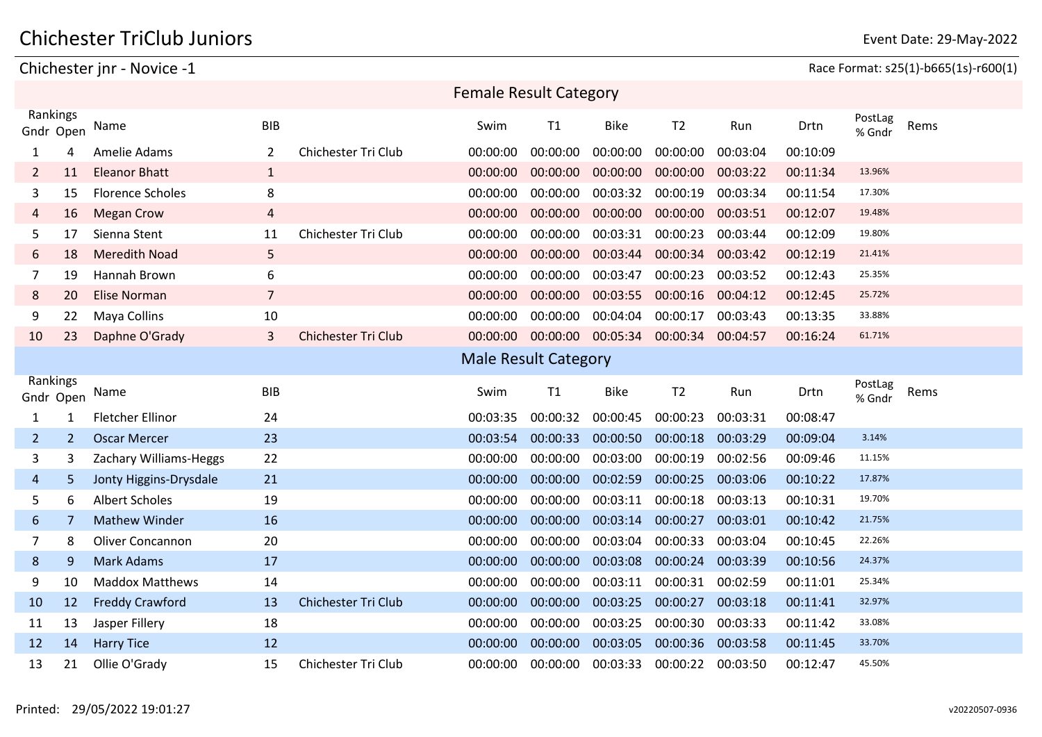# Chichester TriClub Juniors

Event Date: 29-May-2022

## Chichester jnr - Novice -1

Race Format: s25(1)-b665(1s)-r600(1)

### Female Result Category

| Rankings Gndr | Open | Name | BIB | | Swim | T1 | Bike | T2 | Run | Drtn | PostLag % Gndr | Rems |
|---|---|---|---|---|---|---|---|---|---|---|---|---|
| 1 | 4 | Amelie Adams | 2 | Chichester Tri Club | 00:00:00 | 00:00:00 | 00:00:00 | 00:00:00 | 00:03:04 | 00:10:09 | | |
| 2 | 11 | Eleanor Bhatt | 1 | | 00:00:00 | 00:00:00 | 00:00:00 | 00:00:00 | 00:03:22 | 00:11:34 | 13.96% | |
| 3 | 15 | Florence Scholes | 8 | | 00:00:00 | 00:00:00 | 00:03:32 | 00:00:19 | 00:03:34 | 00:11:54 | 17.30% | |
| 4 | 16 | Megan Crow | 4 | | 00:00:00 | 00:00:00 | 00:00:00 | 00:00:00 | 00:03:51 | 00:12:07 | 19.48% | |
| 5 | 17 | Sienna Stent | 11 | Chichester Tri Club | 00:00:00 | 00:00:00 | 00:03:31 | 00:00:23 | 00:03:44 | 00:12:09 | 19.80% | |
| 6 | 18 | Meredith Noad | 5 | | 00:00:00 | 00:00:00 | 00:03:44 | 00:00:34 | 00:03:42 | 00:12:19 | 21.41% | |
| 7 | 19 | Hannah Brown | 6 | | 00:00:00 | 00:00:00 | 00:03:47 | 00:00:23 | 00:03:52 | 00:12:43 | 25.35% | |
| 8 | 20 | Elise Norman | 7 | | 00:00:00 | 00:00:00 | 00:03:55 | 00:00:16 | 00:04:12 | 00:12:45 | 25.72% | |
| 9 | 22 | Maya Collins | 10 | | 00:00:00 | 00:00:00 | 00:04:04 | 00:00:17 | 00:03:43 | 00:13:35 | 33.88% | |
| 10 | 23 | Daphne O'Grady | 3 | Chichester Tri Club | 00:00:00 | 00:00:00 | 00:05:34 | 00:00:34 | 00:04:57 | 00:16:24 | 61.71% | |

### Male Result Category

| Rankings Gndr | Open | Name | BIB | | Swim | T1 | Bike | T2 | Run | Drtn | PostLag % Gndr | Rems |
|---|---|---|---|---|---|---|---|---|---|---|---|---|
| 1 | 1 | Fletcher Ellinor | 24 | | 00:03:35 | 00:00:32 | 00:00:45 | 00:00:23 | 00:03:31 | 00:08:47 | | |
| 2 | 2 | Oscar Mercer | 23 | | 00:03:54 | 00:00:33 | 00:00:50 | 00:00:18 | 00:03:29 | 00:09:04 | 3.14% | |
| 3 | 3 | Zachary Williams-Heggs | 22 | | 00:00:00 | 00:00:00 | 00:03:00 | 00:00:19 | 00:02:56 | 00:09:46 | 11.15% | |
| 4 | 5 | Jonty Higgins-Drysdale | 21 | | 00:00:00 | 00:00:00 | 00:02:59 | 00:00:25 | 00:03:06 | 00:10:22 | 17.87% | |
| 5 | 6 | Albert Scholes | 19 | | 00:00:00 | 00:00:00 | 00:03:11 | 00:00:18 | 00:03:13 | 00:10:31 | 19.70% | |
| 6 | 7 | Mathew Winder | 16 | | 00:00:00 | 00:00:00 | 00:03:14 | 00:00:27 | 00:03:01 | 00:10:42 | 21.75% | |
| 7 | 8 | Oliver Concannon | 20 | | 00:00:00 | 00:00:00 | 00:03:04 | 00:00:33 | 00:03:04 | 00:10:45 | 22.26% | |
| 8 | 9 | Mark Adams | 17 | | 00:00:00 | 00:00:00 | 00:03:08 | 00:00:24 | 00:03:39 | 00:10:56 | 24.37% | |
| 9 | 10 | Maddox Matthews | 14 | | 00:00:00 | 00:00:00 | 00:03:11 | 00:00:31 | 00:02:59 | 00:11:01 | 25.34% | |
| 10 | 12 | Freddy Crawford | 13 | Chichester Tri Club | 00:00:00 | 00:00:00 | 00:03:25 | 00:00:27 | 00:03:18 | 00:11:41 | 32.97% | |
| 11 | 13 | Jasper Fillery | 18 | | 00:00:00 | 00:00:00 | 00:03:25 | 00:00:30 | 00:03:33 | 00:11:42 | 33.08% | |
| 12 | 14 | Harry Tice | 12 | | 00:00:00 | 00:00:00 | 00:03:05 | 00:00:36 | 00:03:58 | 00:11:45 | 33.70% | |
| 13 | 21 | Ollie O'Grady | 15 | Chichester Tri Club | 00:00:00 | 00:00:00 | 00:03:33 | 00:00:22 | 00:03:50 | 00:12:47 | 45.50% | |

Printed: 29/05/2022 19:01:27

v20220507-0936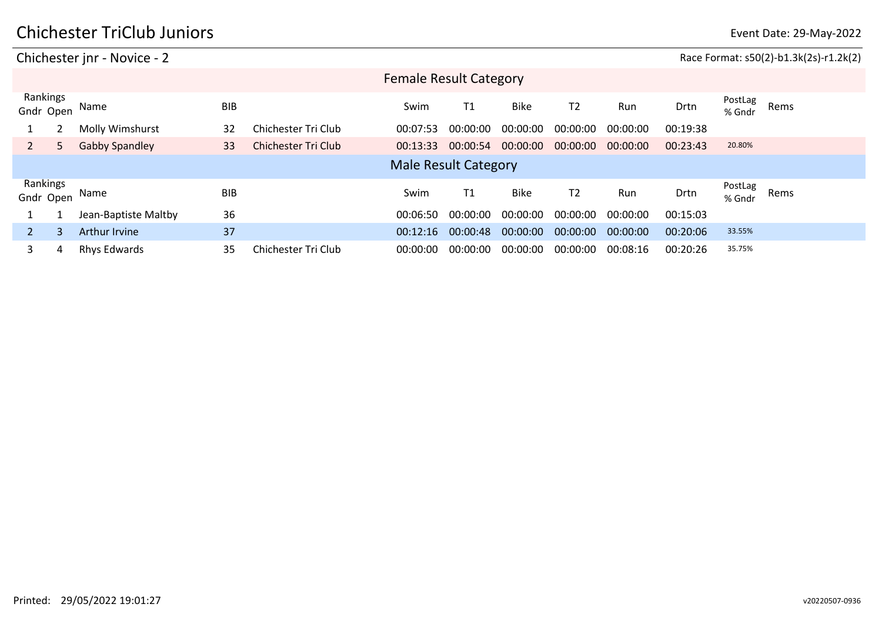# Chichester TriClub Juniors

Event Date: 29-May-2022

## Chichester jnr - Novice - 2

Race Format: s50(2)-b1.3k(2s)-r1.2k(2)

### Female Result Category

| Rankings Gndr | Rankings Open | Name | BIB | | Swim | T1 | Bike | T2 | Run | Drtn | PostLag % Gndr | Rems |
|---|---|---|---|---|---|---|---|---|---|---|---|---|
| 1 | 2 | Molly Wimshurst | 32 | Chichester Tri Club | 00:07:53 | 00:00:00 | 00:00:00 | 00:00:00 | 00:00:00 | 00:19:38 | | |
| 2 | 5 | Gabby Spandley | 33 | Chichester Tri Club | 00:13:33 | 00:00:54 | 00:00:00 | 00:00:00 | 00:00:00 | 00:23:43 | 20.80% | |

### Male Result Category

| Rankings Gndr | Rankings Open | Name | BIB | | Swim | T1 | Bike | T2 | Run | Drtn | PostLag % Gndr | Rems |
|---|---|---|---|---|---|---|---|---|---|---|---|---|
| 1 | 1 | Jean-Baptiste Maltby | 36 | | 00:06:50 | 00:00:00 | 00:00:00 | 00:00:00 | 00:00:00 | 00:15:03 | | |
| 2 | 3 | Arthur Irvine | 37 | | 00:12:16 | 00:00:48 | 00:00:00 | 00:00:00 | 00:00:00 | 00:20:06 | 33.55% | |
| 3 | 4 | Rhys Edwards | 35 | Chichester Tri Club | 00:00:00 | 00:00:00 | 00:00:00 | 00:00:00 | 00:08:16 | 00:20:26 | 35.75% | |

Printed: 29/05/2022 19:01:27

v20220507-0936